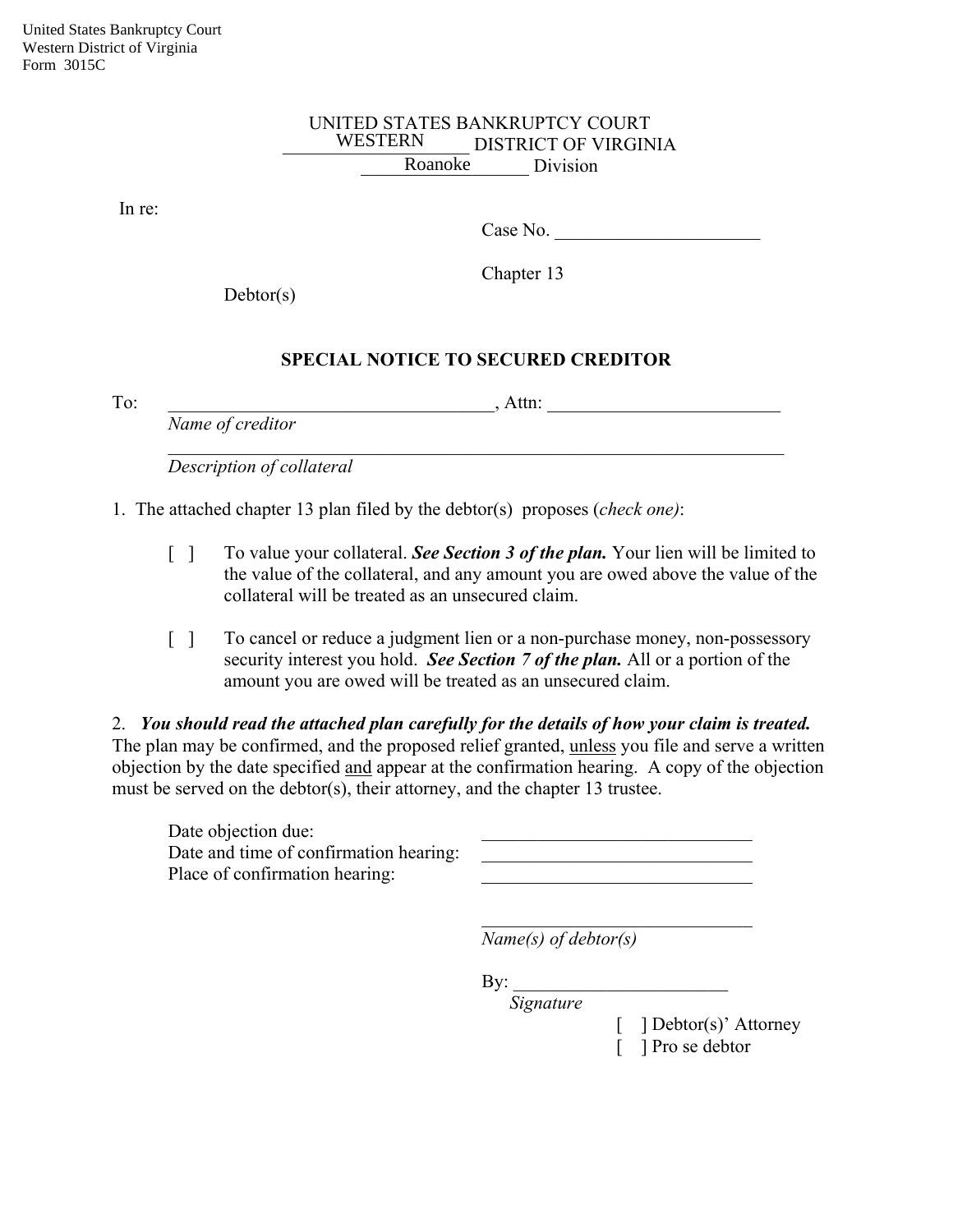United States Bankruptcy Court
Western District of Virginia
Form 3015C

UNITED STATES BANKRUPTCY COURT
WESTERN DISTRICT OF VIRGINIA
Roanoke Division

In re:

Case No. ______________________

Chapter 13

Debtor(s)

## SPECIAL NOTICE TO SECURED CREDITOR

To: __________________________________, Attn: _________________________
*Name of creditor*

_______________________________________________________________
*Description of collateral*

1. The attached chapter 13 plan filed by the debtor(s) proposes (*check one)*:

[ ] To value your collateral. ***See Section 3 of the plan.*** Your lien will be limited to the value of the collateral, and any amount you are owed above the value of the collateral will be treated as an unsecured claim.

[ ] To cancel or reduce a judgment lien or a non-purchase money, non-possessory security interest you hold. ***See Section 7 of the plan.*** All or a portion of the amount you are owed will be treated as an unsecured claim.

2. ***You should read the attached plan carefully for the details of how your claim is treated.*** The plan may be confirmed, and the proposed relief granted, unless you file and serve a written objection by the date specified and appear at the confirmation hearing. A copy of the objection must be served on the debtor(s), their attorney, and the chapter 13 trustee.

Date objection due: _____________________________
Date and time of confirmation hearing: _____________________________
Place of confirmation hearing: _____________________________

_____________________________
*Name(s) of debtor(s)*

By: _______________________
*Signature*

[ ] Debtor(s)' Attorney
[ ] Pro se debtor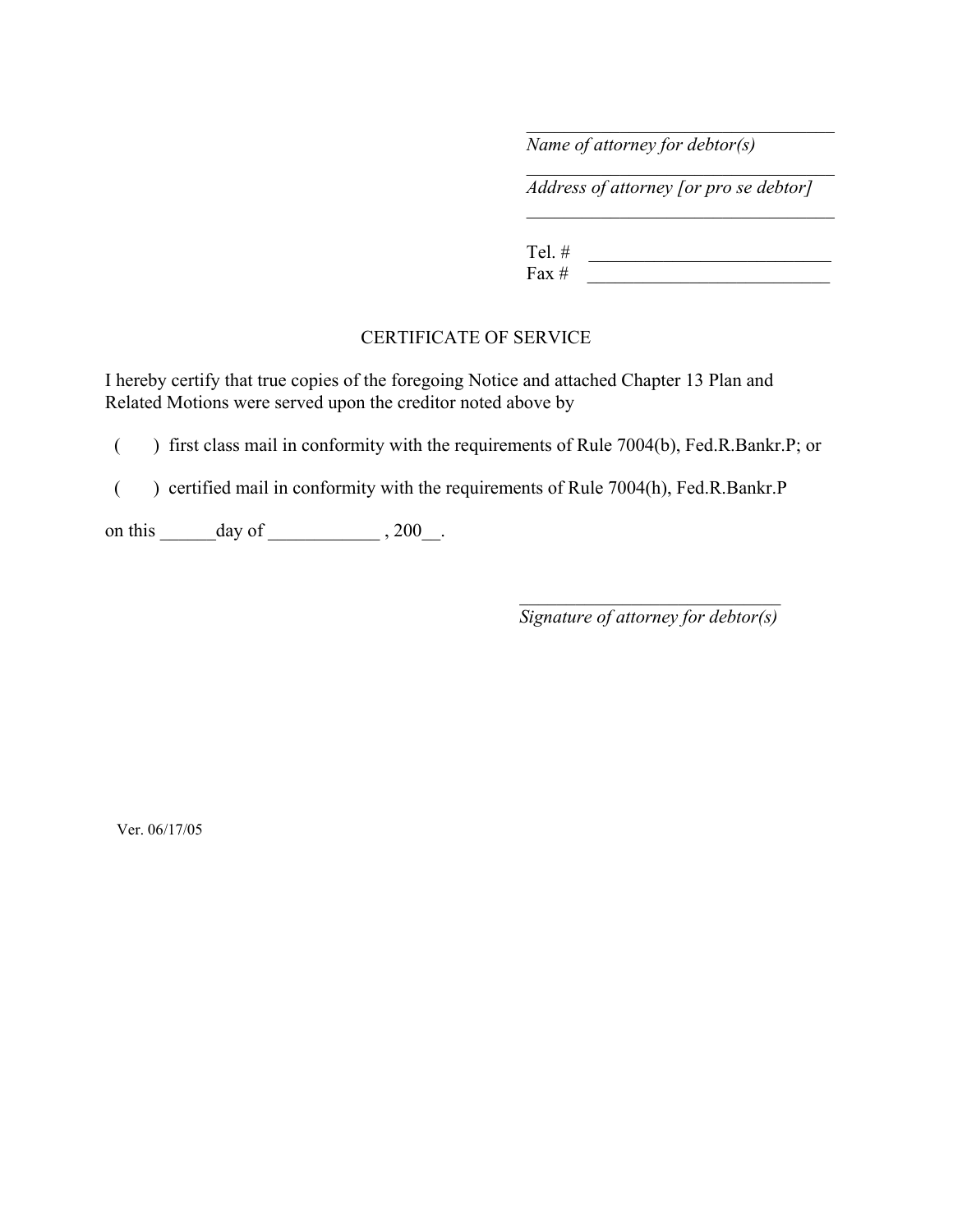_________________________________
*Name of attorney for debtor(s)*

_________________________________
*Address of attorney [or pro se debtor]*

_________________________________

Tel. # ___________________________
Fax # ___________________________

CERTIFICATE OF SERVICE

I hereby certify that true copies of the foregoing Notice and attached Chapter 13 Plan and Related Motions were served upon the creditor noted above by

( ) first class mail in conformity with the requirements of Rule 7004(b), Fed.R.Bankr.P; or

( ) certified mail in conformity with the requirements of Rule 7004(h), Fed.R.Bankr.P

on this ______day of ____________ , 200__.

_____________________________
*Signature of attorney for debtor(s)*

Ver. 06/17/05